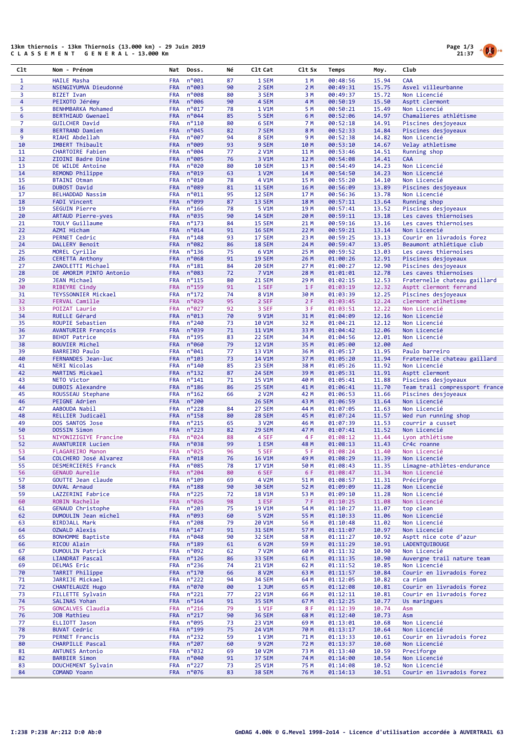# 13km thiernois - 13km Thiernois (13.000 km) - 29 Juin 2019

## C L A S S E M E N T   G E N E R A L - 13.000 Km

| Clt | Nom - Prénom | Nat | Doss. | Né | Clt Cat | Clt Sx | Temps | Moy. | Club |
|---|---|---|---|---|---|---|---|---|---|
| 1 | HAILE Masha | FRA | n°001 | 87 | 1 SEM | 1 M | 00:48:56 | 15.94 | CAA |
| 2 | NSENGIYUMVA Dieudonné | FRA | n°003 | 90 | 2 SEM | 2 M | 00:49:31 | 15.75 | Asvel villeurbanne |
| 3 | BIZET Ivan | FRA | n°008 | 80 | 3 SEM | 3 M | 00:49:37 | 15.72 | Non Licencié |
| 4 | PEIXOTO Jérémy | FRA | n°006 | 90 | 4 SEM | 4 M | 00:50:19 | 15.50 | Asptt clermont |
| 5 | BENHMBARKA Mohamed | FRA | n°017 | 78 | 1 V1M | 5 M | 00:50:21 | 15.49 | Non Licencié |
| 6 | BERTHIAUD Gwenael | FRA | n°044 | 85 | 5 SEM | 6 M | 00:52:06 | 14.97 | Chamalieres athlétisme |
| 7 | GUILCHER David | FRA | n°110 | 80 | 6 SEM | 7 M | 00:52:18 | 14.91 | Piscines desjoyeaux |
| 8 | BERTRAND Damien | FRA | n°045 | 82 | 7 SEM | 8 M | 00:52:33 | 14.84 | Piscines desjoyeaux |
| 9 | RIAHI Abdellah | FRA | n°007 | 94 | 8 SEM | 9 M | 00:52:38 | 14.82 | Non Licencié |
| 10 | IMBERT Thibault | FRA | n°009 | 93 | 9 SEM | 10 M | 00:53:10 | 14.67 | Velay athletisme |
| 11 | CHARTOIRE Fabien | FRA | n°004 | 77 | 2 V1M | 11 M | 00:53:46 | 14.51 | Running shop |
| 12 | ZIOINI Badre Dine | FRA | n°005 | 76 | 3 V1M | 12 M | 00:54:08 | 14.41 | CAA |
| 13 | DE WILDE Antoine | FRA | n°020 | 80 | 10 SEM | 13 M | 00:54:49 | 14.23 | Non Licencié |
| 14 | REMOND Philippe | FRA | n°019 | 63 | 1 V2M | 14 M | 00:54:50 | 14.23 | Non Licencié |
| 15 | BTAINI Otman | FRA | n°010 | 78 | 4 V1M | 15 M | 00:55:20 | 14.10 | Non Licencié |
| 16 | DUBOST David | FRA | n°089 | 81 | 11 SEM | 16 M | 00:56:09 | 13.89 | Piscines desjoyeaux |
| 17 | BELHADDAD Nassim | FRA | n°011 | 95 | 12 SEM | 17 M | 00:56:36 | 13.78 | Non Licencié |
| 18 | FADI Vincent | FRA | n°099 | 87 | 13 SEM | 18 M | 00:57:11 | 13.64 | Running shop |
| 19 | SEGUIN Pierre | FRA | n°166 | 78 | 5 V1M | 19 M | 00:57:41 | 13.52 | Piscines desjoyeaux |
| 20 | ARTAUD Pierre-yves | FRA | n°035 | 90 | 14 SEM | 20 M | 00:59:11 | 13.18 | Les caves thiernoises |
| 21 | TOULY Guillaume | FRA | n°173 | 84 | 15 SEM | 21 M | 00:59:16 | 13.16 | Les caves thiernoises |
| 22 | AZMI Hicham | FRA | n°014 | 91 | 16 SEM | 22 M | 00:59:21 | 13.14 | Non Licencié |
| 23 | PERNET Cedric | FRA | n°148 | 93 | 17 SEM | 23 M | 00:59:25 | 13.13 | Courir en livradois forez |
| 24 | DALLERY Benoit | FRA | n°082 | 86 | 18 SEM | 24 M | 00:59:47 | 13.05 | Beaumont athlétique club |
| 25 | MOREL Cyrille | FRA | n°136 | 75 | 6 V1M | 25 M | 00:59:52 | 13.03 | Les caves thiernoises |
| 26 | CERETTA Anthony | FRA | n°068 | 91 | 19 SEM | 26 M | 01:00:26 | 12.91 | Piscines desjoyeaux |
| 27 | ZANOLETTI Michael | FRA | n°181 | 84 | 20 SEM | 27 M | 01:00:27 | 12.90 | Piscines desjoyeaux |
| 28 | DE AMORIM PINTO Antonio | FRA | n°083 | 72 | 7 V1M | 28 M | 01:01:01 | 12.78 | Les caves thiernoises |
| 29 | JEAN Michael | FRA | n°115 | 80 | 21 SEM | 29 M | 01:02:15 | 12.53 | Fraternelle chateau gaillard |
| 30 | RIBEYRE Cindy | FRA | n°159 | 91 | 1 SEF | 1 F | 01:03:19 | 12.32 | Asptt clermont ferrand |
| 31 | TEYSSONNIER Mickael | FRA | n°172 | 74 | 8 V1M | 30 M | 01:03:39 | 12.25 | Piscines desjoyeaux |
| 32 | FERVAL Camille | FRA | n°029 | 95 | 2 SEF | 2 F | 01:03:45 | 12.24 | clermont atlhetisme |
| 33 | POIZAT Laurie | FRA | n°027 | 92 | 3 SEF | 3 F | 01:03:51 | 12.22 | Non Licencié |
| 34 | RUELLE Gérard | FRA | n°013 | 70 | 9 V1M | 31 M | 01:04:09 | 12.16 | Non Licencié |
| 35 | ROUPIE Sebastien | FRA | n°240 | 73 | 10 V1M | 32 M | 01:04:21 | 12.12 | Non Licencié |
| 36 | AVANTURIER François | FRA | n°039 | 71 | 11 V1M | 33 M | 01:04:42 | 12.06 | Non Licencié |
| 37 | BEHOT Patrice | FRA | n°195 | 83 | 22 SEM | 34 M | 01:04:56 | 12.01 | Non Licencié |
| 38 | BOUVIER Michel | FRA | n°060 | 79 | 12 V1M | 35 M | 01:05:00 | 12.00 | Aed |
| 39 | BARREIRO Paulo | FRA | n°041 | 77 | 13 V1M | 36 M | 01:05:17 | 11.95 | Paulo barreiro |
| 40 | FERNANDES Jean-luc | FRA | n°103 | 73 | 14 V1M | 37 M | 01:05:20 | 11.94 | Fraternelle chateau gaillard |
| 41 | NERI Nicolas | FRA | n°140 | 85 | 23 SEM | 38 M | 01:05:26 | 11.92 | Non Licencié |
| 42 | MARTINS Mickael | FRA | n°132 | 87 | 24 SEM | 39 M | 01:05:31 | 11.91 | Asptt clermont |
| 43 | NETO Victor | FRA | n°141 | 71 | 15 V1M | 40 M | 01:05:41 | 11.88 | Piscines desjoyeaux |
| 44 | DUBOIS Alexandre | FRA | n°186 | 86 | 25 SEM | 41 M | 01:06:41 | 11.70 | Team trail compressport france |
| 45 | ROUSSEAU Stephane | FRA | n°162 | 66 | 2 V2M | 42 M | 01:06:53 | 11.66 | Piscines desjoyeaux |
| 46 | PEIGNE Adrien | FRA | n°200 | | 26 SEM | 43 M | 01:06:59 | 11.64 | Non Licencié |
| 47 | AABOUDA Nabil | FRA | n°228 | 84 | 27 SEM | 44 M | 01:07:05 | 11.63 | Non Licencié |
| 48 | RELLIER Judicaël | FRA | n°158 | 80 | 28 SEM | 45 M | 01:07:24 | 11.57 | Wed run running shop |
| 49 | DOS SANTOS Jose | FRA | n°215 | 65 | 3 V2M | 46 M | 01:07:39 | 11.53 | courrir a cusset |
| 50 | DOSSIN Simon | FRA | n°223 | 82 | 29 SEM | 47 M | 01:07:41 | 11.52 | Non Licencié |
| 51 | NIYONIZIGIYE Francine | FRA | n°024 | 88 | 4 SEF | 4 F | 01:08:12 | 11.44 | Lyon athlétisme |
| 52 | AVANTURIER Lucien | FRA | n°038 | 99 | 1 ESM | 48 M | 01:08:13 | 11.43 | Cr4c roanne |
| 53 | FLAGAREIRO Manon | FRA | n°025 | 96 | 5 SEF | 5 F | 01:08:24 | 11.40 | Non Licencié |
| 54 | COLCHERO José Alvarez | FRA | n°018 | 76 | 16 V1M | 49 M | 01:08:29 | 11.39 | Non Licencié |
| 55 | DESMERCIERES Franck | FRA | n°085 | 78 | 17 V1M | 50 M | 01:08:43 | 11.35 | Limagne-athlètes-endurance |
| 56 | GENAUD Aurelie | FRA | n°204 | 80 | 6 SEF | 6 F | 01:08:47 | 11.34 | Non Licencié |
| 57 | GOUTTE Jean claude | FRA | n°109 | 69 | 4 V2M | 51 M | 01:08:57 | 11.31 | Préciforge |
| 58 | DUVAL Arnaud | FRA | n°188 | 90 | 30 SEM | 52 M | 01:09:09 | 11.28 | Non Licencié |
| 59 | LAZZERINI Fabrice | FRA | n°225 | 72 | 18 V1M | 53 M | 01:09:10 | 11.28 | Non Licencié |
| 60 | ROBIN Rachelle | FRA | n°026 | 98 | 1 ESF | 7 F | 01:10:25 | 11.08 | Non Licencié |
| 61 | GENAUD Christophe | FRA | n°203 | 75 | 19 V1M | 54 M | 01:10:27 | 11.07 | top clean |
| 62 | DUMOULIN Jean michel | FRA | n°093 | 60 | 5 V2M | 55 M | 01:10:33 | 11.06 | Non Licencié |
| 63 | BIRDJALL Mark | FRA | n°208 | 79 | 20 V1M | 56 M | 01:10:48 | 11.02 | Non Licencié |
| 64 | OZWALD Alexis | FRA | n°147 | 91 | 31 SEM | 57 M | 01:11:07 | 10.97 | Non Licencié |
| 65 | BONHOMME Baptiste | FRA | n°048 | 90 | 32 SEM | 58 M | 01:11:27 | 10.92 | Asptt nice cote d'azur |
| 66 | RICOU Alain | FRA | n°189 | 61 | 6 V2M | 59 M | 01:11:29 | 10.91 | LADENTQUIBOUGE |
| 67 | DUMOULIN Patrick | FRA | n°092 | 62 | 7 V2M | 60 M | 01:11:32 | 10.90 | Non Licencié |
| 68 | LIANDRAT Pascal | FRA | n°126 | 86 | 33 SEM | 61 M | 01:11:35 | 10.90 | Auvergne trail nature team |
| 69 | DELMAS Eric | FRA | n°236 | 74 | 21 V1M | 62 M | 01:11:52 | 10.85 | Non Licencié |
| 70 | TARRIT Philippe | FRA | n°170 | 66 | 8 V2M | 63 M | 01:11:57 | 10.84 | Courir en livradois forez |
| 71 | JARRIJE Mickael | FRA | n°222 | 94 | 34 SEM | 64 M | 01:12:05 | 10.82 | ca riom |
| 72 | CHANTELAUZE Hugo | FRA | n°070 | 00 | 1 JUM | 65 M | 01:12:08 | 10.81 | Courir en livradois forez |
| 73 | FILLETTE Sylvain | FRA | n°221 | 77 | 22 V1M | 66 M | 01:12:11 | 10.81 | Courir en livradois forez |
| 74 | SALINAS Yohan | FRA | n°164 | 91 | 35 SEM | 67 M | 01:12:25 | 10.77 | Us maringues |
| 75 | GONCALVES Claudia | FRA | n°216 | 79 | 1 V1F | 8 F | 01:12:39 | 10.74 | Asm |
| 76 | JOB Mathieu | FRA | n°217 | 90 | 36 SEM | 68 M | 01:12:40 | 10.73 | Asm |
| 77 | ELLIOTT Jason | FRA | n°095 | 73 | 23 V1M | 69 M | 01:13:01 | 10.68 | Non Licencié |
| 78 | BUVAT Cedric | FRA | n°199 | 75 | 24 V1M | 70 M | 01:13:17 | 10.64 | Non Licencié |
| 79 | PERNET Francis | FRA | n°232 | 59 | 1 V3M | 71 M | 01:13:33 | 10.61 | Courir en livradois forez |
| 80 | CHARPILLE Pascal | FRA | n°207 | 60 | 9 V2M | 72 M | 01:13:37 | 10.60 | Non Licencié |
| 81 | ANTUNES Antonio | FRA | n°032 | 69 | 10 V2M | 73 M | 01:13:40 | 10.59 | Preciforge |
| 82 | BARBIER Simon | FRA | n°040 | 91 | 37 SEM | 74 M | 01:14:00 | 10.54 | Non Licencié |
| 83 | DOUCHEMENT Sylvain | FRA | n°227 | 73 | 25 V1M | 75 M | 01:14:08 | 10.52 | Non Licencié |
| 84 | COMAND Yoann | FRA | n°076 | 83 | 38 SEM | 76 M | 01:14:13 | 10.51 | Courir en livradois forez |

I:238 P:238 Ar:212 D:0 Ab:0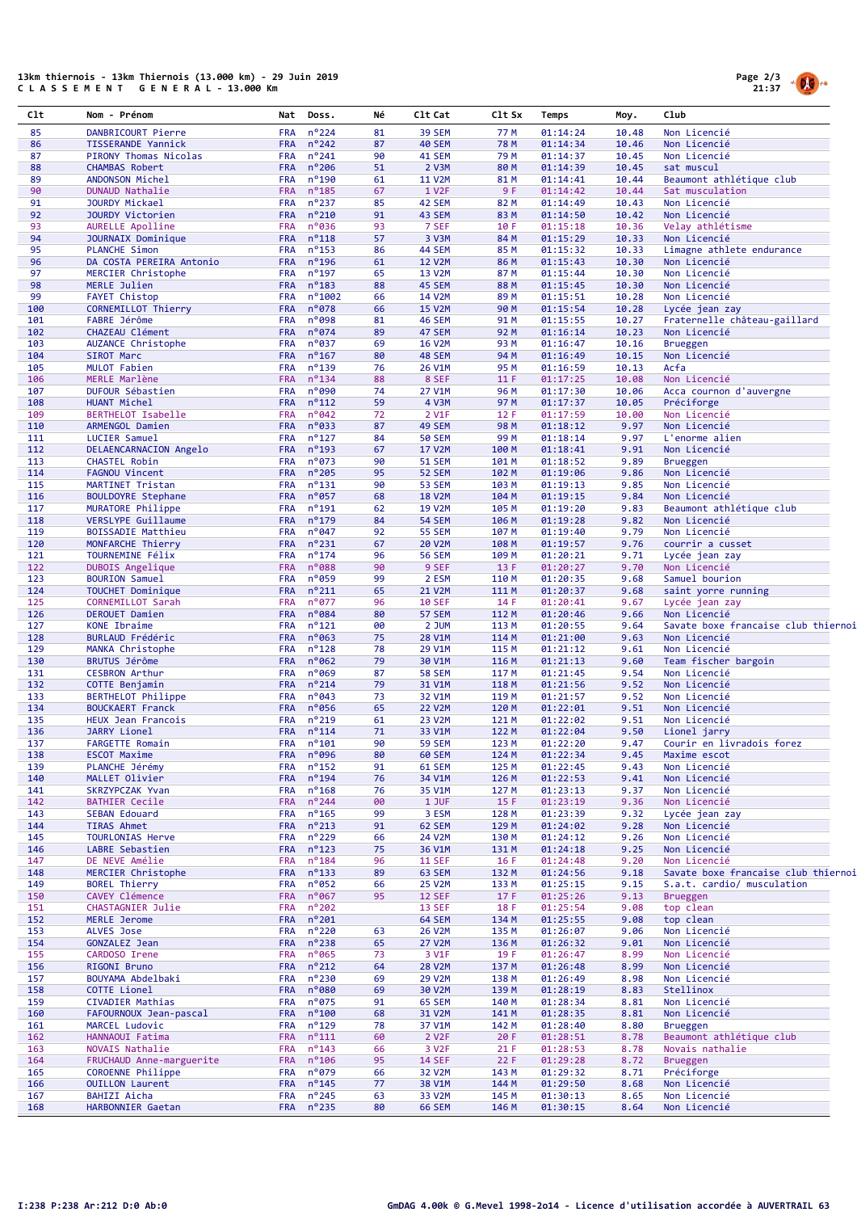13km thiernois - 13km Thiernois (13.000 km) - 29 Juin 2019
C L A S S E M E N T   G E N E R A L - 13.000 Km

| Clt | Nom - Prénom | Nat | Doss. | Né | Clt Cat | Clt Sx | Temps | Moy. | Club |
|---|---|---|---|---|---|---|---|---|---|
| 85 | DANBRICOURT Pierre | FRA | n°224 | 81 | 39 SEM | 77 M | 01:14:24 | 10.48 | Non Licencié |
| 86 | TISSERANDE Yannick | FRA | n°242 | 87 | 40 SEM | 78 M | 01:14:34 | 10.46 | Non Licencié |
| 87 | PIRONY Thomas Nicolas | FRA | n°241 | 90 | 41 SEM | 79 M | 01:14:37 | 10.45 | Non Licencié |
| 88 | CHAMBAS Robert | FRA | n°206 | 51 | 2 V3M | 80 M | 01:14:39 | 10.45 | sat muscul |
| 89 | ANDONSON Michel | FRA | n°190 | 61 | 11 V2M | 81 M | 01:14:41 | 10.44 | Beaumont athlétique club |
| 90 | DUNAUD Nathalie | FRA | n°185 | 67 | 1 V2F | 9 F | 01:14:42 | 10.44 | Sat musculation |
| 91 | JOURDY Mickael | FRA | n°237 | 85 | 42 SEM | 82 M | 01:14:49 | 10.43 | Non Licencié |
| 92 | JOURDY Victorien | FRA | n°210 | 91 | 43 SEM | 83 M | 01:14:50 | 10.42 | Non Licencié |
| 93 | AURELLE Apolline | FRA | n°036 | 93 | 7 SEF | 10 F | 01:15:18 | 10.36 | Velay athlétisme |
| 94 | JOURNAIX Dominique | FRA | n°118 | 57 | 3 V3M | 84 M | 01:15:29 | 10.33 | Non Licencié |
| 95 | PLANCHE Simon | FRA | n°153 | 86 | 44 SEM | 85 M | 01:15:32 | 10.33 | Limagne athlete endurance |
| 96 | DA COSTA PEREIRA Antonio | FRA | n°196 | 61 | 12 V2M | 86 M | 01:15:43 | 10.30 | Non Licencié |
| 97 | MERCIER Christophe | FRA | n°197 | 65 | 13 V2M | 87 M | 01:15:44 | 10.30 | Non Licencié |
| 98 | MERLE Julien | FRA | n°183 | 88 | 45 SEM | 88 M | 01:15:45 | 10.30 | Non Licencié |
| 99 | FAYET Chistop | FRA | n°1002 | 66 | 14 V2M | 89 M | 01:15:51 | 10.28 | Non Licencié |
| 100 | CORNEMILLOT Thierry | FRA | n°078 | 66 | 15 V2M | 90 M | 01:15:54 | 10.28 | Lycée jean zay |
| 101 | FABRE Jérôme | FRA | n°098 | 81 | 46 SEM | 91 M | 01:15:55 | 10.27 | Fraternelle château-gaillard |
| 102 | CHAZEAU Clément | FRA | n°074 | 89 | 47 SEM | 92 M | 01:16:14 | 10.23 | Non Licencié |
| 103 | AUZANCE Christophe | FRA | n°037 | 69 | 16 V2M | 93 M | 01:16:47 | 10.16 | Brueggen |
| 104 | SIROT Marc | FRA | n°167 | 80 | 48 SEM | 94 M | 01:16:49 | 10.15 | Non Licencié |
| 105 | MULOT Fabien | FRA | n°139 | 76 | 26 V1M | 95 M | 01:16:59 | 10.13 | Acfa |
| 106 | MERLE Marlène | FRA | n°134 | 88 | 8 SEF | 11 F | 01:17:25 | 10.08 | Non Licencié |
| 107 | DUFOUR Sébastien | FRA | n°090 | 74 | 27 V1M | 96 M | 01:17:30 | 10.06 | Acca cournon d'auvergne |
| 108 | HUANT Michel | FRA | n°112 | 59 | 4 V3M | 97 M | 01:17:37 | 10.05 | Préciforge |
| 109 | BERTHELOT Isabelle | FRA | n°042 | 72 | 2 V1F | 12 F | 01:17:59 | 10.00 | Non Licencié |
| 110 | ARMENGOL Damien | FRA | n°033 | 87 | 49 SEM | 98 M | 01:18:12 | 9.97 | Non Licencié |
| 111 | LUCIER Samuel | FRA | n°127 | 84 | 50 SEM | 99 M | 01:18:14 | 9.97 | L'enorme alien |
| 112 | DELAENCARNACION Angelo | FRA | n°193 | 67 | 17 V2M | 100 M | 01:18:41 | 9.91 | Non Licencié |
| 113 | CHASTEL Robin | FRA | n°073 | 90 | 51 SEM | 101 M | 01:18:52 | 9.89 | Brueggen |
| 114 | FAGNOU Vincent | FRA | n°205 | 95 | 52 SEM | 102 M | 01:19:06 | 9.86 | Non Licencié |
| 115 | MARTINET Tristan | FRA | n°131 | 90 | 53 SEM | 103 M | 01:19:13 | 9.85 | Non Licencié |
| 116 | BOULDOYRE Stephane | FRA | n°057 | 68 | 18 V2M | 104 M | 01:19:15 | 9.84 | Non Licencié |
| 117 | MURATORE Philippe | FRA | n°191 | 62 | 19 V2M | 105 M | 01:19:20 | 9.83 | Beaumont athlétique club |
| 118 | VERSLYPE Guillaume | FRA | n°179 | 84 | 54 SEM | 106 M | 01:19:28 | 9.82 | Non Licencié |
| 119 | BOISSADIE Matthieu | FRA | n°047 | 92 | 55 SEM | 107 M | 01:19:40 | 9.79 | Non Licencié |
| 120 | MONFARCHE Thierry | FRA | n°231 | 67 | 20 V2M | 108 M | 01:19:57 | 9.76 | courrir a cusset |
| 121 | TOURNEMINE Félix | FRA | n°174 | 96 | 56 SEM | 109 M | 01:20:21 | 9.71 | Lycée jean zay |
| 122 | DUBOIS Angelique | FRA | n°088 | 90 | 9 SEF | 13 F | 01:20:27 | 9.70 | Non Licencié |
| 123 | BOURION Samuel | FRA | n°059 | 99 | 2 ESM | 110 M | 01:20:35 | 9.68 | Samuel bourion |
| 124 | TOUCHET Dominique | FRA | n°211 | 65 | 21 V2M | 111 M | 01:20:37 | 9.68 | saint yorre running |
| 125 | CORNEMILLOT Sarah | FRA | n°077 | 96 | 10 SEF | 14 F | 01:20:41 | 9.67 | Lycée jean zay |
| 126 | DEROUET Damien | FRA | n°084 | 80 | 57 SEM | 112 M | 01:20:46 | 9.66 | Non Licencié |
| 127 | KONE Ibraime | FRA | n°121 | 00 | 2 JUM | 113 M | 01:20:55 | 9.64 | Savate boxe francaise club thiernoi |
| 128 | BURLAUD Frédéric | FRA | n°063 | 75 | 28 V1M | 114 M | 01:21:00 | 9.63 | Non Licencié |
| 129 | MANKA Christophe | FRA | n°128 | 78 | 29 V1M | 115 M | 01:21:12 | 9.61 | Non Licencié |
| 130 | BRUTUS Jérôme | FRA | n°062 | 79 | 30 V1M | 116 M | 01:21:13 | 9.60 | Team fischer bargoin |
| 131 | CESBRON Arthur | FRA | n°069 | 87 | 58 SEM | 117 M | 01:21:45 | 9.54 | Non Licencié |
| 132 | COTTE Benjamin | FRA | n°214 | 79 | 31 V1M | 118 M | 01:21:56 | 9.52 | Non Licencié |
| 133 | BERTHELOT Philippe | FRA | n°043 | 73 | 32 V1M | 119 M | 01:21:57 | 9.52 | Non Licencié |
| 134 | BOUCKAERT Franck | FRA | n°056 | 65 | 22 V2M | 120 M | 01:22:01 | 9.51 | Non Licencié |
| 135 | HEUX Jean Francois | FRA | n°219 | 61 | 23 V2M | 121 M | 01:22:02 | 9.51 | Non Licencié |
| 136 | JARRY Lionel | FRA | n°114 | 71 | 33 V1M | 122 M | 01:22:04 | 9.50 | Lionel jarry |
| 137 | FARGETTE Romain | FRA | n°101 | 90 | 59 SEM | 123 M | 01:22:20 | 9.47 | Courir en livradois forez |
| 138 | ESCOT Maxime | FRA | n°096 | 80 | 60 SEM | 124 M | 01:22:34 | 9.45 | Maxime escot |
| 139 | PLANCHE Jérémy | FRA | n°152 | 91 | 61 SEM | 125 M | 01:22:45 | 9.43 | Non Licencié |
| 140 | MALLET Olivier | FRA | n°194 | 76 | 34 V1M | 126 M | 01:22:53 | 9.41 | Non Licencié |
| 141 | SKRZYPCZAK Yvan | FRA | n°168 | 76 | 35 V1M | 127 M | 01:23:13 | 9.37 | Non Licencié |
| 142 | BATHIER Cecile | FRA | n°244 | 00 | 1 JUF | 15 F | 01:23:19 | 9.36 | Non Licencié |
| 143 | SEBAN Edouard | FRA | n°165 | 99 | 3 ESM | 128 M | 01:23:39 | 9.32 | Lycée jean zay |
| 144 | TIRAS Ahmet | FRA | n°213 | 91 | 62 SEM | 129 M | 01:24:02 | 9.28 | Non Licencié |
| 145 | TOURLONIAS Herve | FRA | n°229 | 66 | 24 V2M | 130 M | 01:24:12 | 9.26 | Non Licencié |
| 146 | LABRE Sebastien | FRA | n°123 | 75 | 36 V1M | 131 M | 01:24:18 | 9.25 | Non Licencié |
| 147 | DE NEVE Amélie | FRA | n°184 | 96 | 11 SEF | 16 F | 01:24:48 | 9.20 | Non Licencié |
| 148 | MERCIER Christophe | FRA | n°133 | 89 | 63 SEM | 132 M | 01:24:56 | 9.18 | Savate boxe francaise club thiernoi |
| 149 | BOREL Thierry | FRA | n°052 | 66 | 25 V2M | 133 M | 01:25:15 | 9.15 | S.a.t. cardio/ musculation |
| 150 | CAVEY Clémence | FRA | n°067 | 95 | 12 SEF | 17 F | 01:25:26 | 9.13 | Brueggen |
| 151 | CHASTAGNIER Julie | FRA | n°202 | | 13 SEF | 18 F | 01:25:54 | 9.08 | top clean |
| 152 | MERLE Jerome | FRA | n°201 | | 64 SEM | 134 M | 01:25:55 | 9.08 | top clean |
| 153 | ALVES Jose | FRA | n°220 | 63 | 26 V2M | 135 M | 01:26:07 | 9.06 | Non Licencié |
| 154 | GONZALEZ Jean | FRA | n°238 | 65 | 27 V2M | 136 M | 01:26:32 | 9.01 | Non Licencié |
| 155 | CARDOSO Irene | FRA | n°065 | 73 | 3 V1F | 19 F | 01:26:47 | 8.99 | Non Licencié |
| 156 | RIGONI Bruno | FRA | n°212 | 64 | 28 V2M | 137 M | 01:26:48 | 8.99 | Non Licencié |
| 157 | BOUYAMA Abdelbaki | FRA | n°230 | 69 | 29 V2M | 138 M | 01:26:49 | 8.98 | Non Licencié |
| 158 | COTTE Lionel | FRA | n°080 | 69 | 30 V2M | 139 M | 01:28:19 | 8.83 | Stellinox |
| 159 | CIVADIER Mathias | FRA | n°075 | 91 | 65 SEM | 140 M | 01:28:34 | 8.81 | Non Licencié |
| 160 | FAFOURNOUX Jean-pascal | FRA | n°100 | 68 | 31 V2M | 141 M | 01:28:35 | 8.81 | Non Licencié |
| 161 | MARCEL Ludovic | FRA | n°129 | 78 | 37 V1M | 142 M | 01:28:40 | 8.80 | Brueggen |
| 162 | HANNAOUI Fatima | FRA | n°111 | 60 | 2 V2F | 20 F | 01:28:51 | 8.78 | Beaumont athlétique club |
| 163 | NOVAIS Nathalie | FRA | n°143 | 66 | 3 V2F | 21 F | 01:28:53 | 8.78 | Novais nathalie |
| 164 | FRUCHAUD Anne-marguerite | FRA | n°106 | 95 | 14 SEF | 22 F | 01:29:28 | 8.72 | Brueggen |
| 165 | COROENNE Philippe | FRA | n°079 | 66 | 32 V2M | 143 M | 01:29:32 | 8.71 | Préciforge |
| 166 | OUILLON Laurent | FRA | n°145 | 77 | 38 V1M | 144 M | 01:29:50 | 8.68 | Non Licencié |
| 167 | BAHIZI Aicha | FRA | n°245 | 63 | 33 V2M | 145 M | 01:30:13 | 8.65 | Non Licencié |
| 168 | HARBONNIER Gaetan | FRA | n°235 | 80 | 66 SEM | 146 M | 01:30:15 | 8.64 | Non Licencié |

I:238 P:238 Ar:212 D:0 Ab:0

GmDAG 4.00k © G.Mevel 1998-2014 - Licence d'utilisation accordée à AUVERTRAIL 63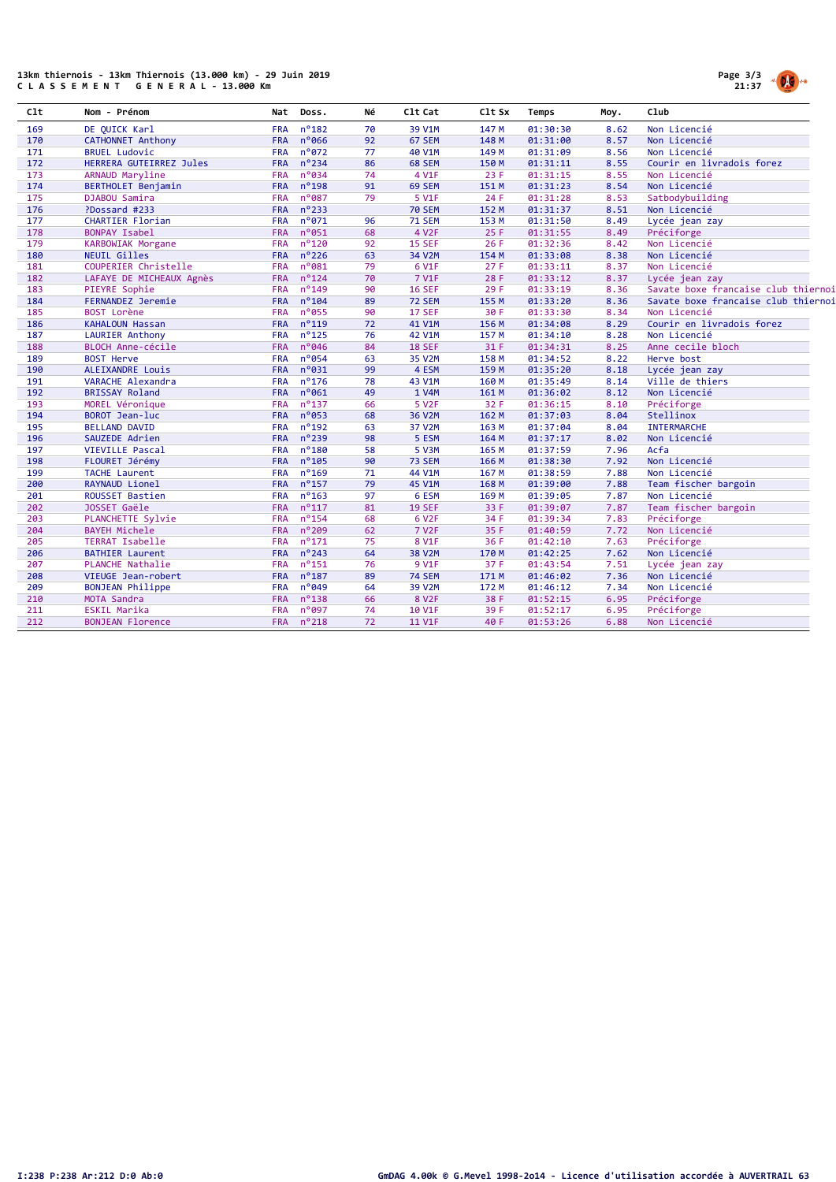13km thiernois - 13km Thiernois (13.000 km) - 29 Juin 2019
C L A S S E M E N T   G E N E R A L - 13.000 Km

| Clt | Nom - Prénom | Nat | Doss. | Né | Clt Cat | Clt Sx | Temps | Moy. | Club |
|---|---|---|---|---|---|---|---|---|---|
| 169 | DE QUICK Karl | FRA | n°182 | 70 | 39 V1M | 147 M | 01:30:30 | 8.62 | Non Licencié |
| 170 | CATHONNET Anthony | FRA | n°066 | 92 | 67 SEM | 148 M | 01:31:00 | 8.57 | Non Licencié |
| 171 | BRUEL Ludovic | FRA | n°072 | 77 | 40 V1M | 149 M | 01:31:09 | 8.56 | Non Licencié |
| 172 | HERRERA GUTEIRREZ Jules | FRA | n°234 | 86 | 68 SEM | 150 M | 01:31:11 | 8.55 | Courir en livradois forez |
| 173 | ARNAUD Maryline | FRA | n°034 | 74 | 4 V1F | 23 F | 01:31:15 | 8.55 | Non Licencié |
| 174 | BERTHOLET Benjamin | FRA | n°198 | 91 | 69 SEM | 151 M | 01:31:23 | 8.54 | Non Licencié |
| 175 | DJABOU Samira | FRA | n°087 | 79 | 5 V1F | 24 F | 01:31:28 | 8.53 | Satbodybuilding |
| 176 | ?Dossard #233 | FRA | n°233 | | 70 SEM | 152 M | 01:31:37 | 8.51 | Non Licencié |
| 177 | CHARTIER Florian | FRA | n°071 | 96 | 71 SEM | 153 M | 01:31:50 | 8.49 | Lycée jean zay |
| 178 | BONPAY Isabel | FRA | n°051 | 68 | 4 V2F | 25 F | 01:31:55 | 8.49 | Préciforge |
| 179 | KARBOWIAK Morgane | FRA | n°120 | 92 | 15 SEF | 26 F | 01:32:36 | 8.42 | Non Licencié |
| 180 | NEUIL Gilles | FRA | n°226 | 63 | 34 V2M | 154 M | 01:33:08 | 8.38 | Non Licencié |
| 181 | COUPERIER Christelle | FRA | n°081 | 79 | 6 V1F | 27 F | 01:33:11 | 8.37 | Non Licencié |
| 182 | LAFAYE DE MICHEAUX Agnès | FRA | n°124 | 70 | 7 V1F | 28 F | 01:33:12 | 8.37 | Lycée jean zay |
| 183 | PIEYRE Sophie | FRA | n°149 | 90 | 16 SEF | 29 F | 01:33:19 | 8.36 | Savate boxe francaise club thiernoi |
| 184 | FERNANDEZ Jeremie | FRA | n°104 | 89 | 72 SEM | 155 M | 01:33:20 | 8.36 | Savate boxe francaise club thiernoi |
| 185 | BOST Lorène | FRA | n°055 | 90 | 17 SEF | 30 F | 01:33:30 | 8.34 | Non Licencié |
| 186 | KAHALOUN Hassan | FRA | n°119 | 72 | 41 V1M | 156 M | 01:34:08 | 8.29 | Courir en livradois forez |
| 187 | LAURIER Anthony | FRA | n°125 | 76 | 42 V1M | 157 M | 01:34:10 | 8.28 | Non Licencié |
| 188 | BLOCH Anne-cécile | FRA | n°046 | 84 | 18 SEF | 31 F | 01:34:31 | 8.25 | Anne cecile bloch |
| 189 | BOST Herve | FRA | n°054 | 63 | 35 V2M | 158 M | 01:34:52 | 8.22 | Herve bost |
| 190 | ALEIXANDRE Louis | FRA | n°031 | 99 | 4 ESM | 159 M | 01:35:20 | 8.18 | Lycée jean zay |
| 191 | VARACHE Alexandra | FRA | n°176 | 78 | 43 V1M | 160 M | 01:35:49 | 8.14 | Ville de thiers |
| 192 | BRISSAY Roland | FRA | n°061 | 49 | 1 V4M | 161 M | 01:36:02 | 8.12 | Non Licencié |
| 193 | MOREL Véronique | FRA | n°137 | 66 | 5 V2F | 32 F | 01:36:15 | 8.10 | Préciforge |
| 194 | BOROT Jean-luc | FRA | n°053 | 68 | 36 V2M | 162 M | 01:37:03 | 8.04 | Stellinox |
| 195 | BELLAND DAVID | FRA | n°192 | 63 | 37 V2M | 163 M | 01:37:04 | 8.04 | INTERMARCHE |
| 196 | SAUZEDE Adrien | FRA | n°239 | 98 | 5 ESM | 164 M | 01:37:17 | 8.02 | Non Licencié |
| 197 | VIEVILLE Pascal | FRA | n°180 | 58 | 5 V3M | 165 M | 01:37:59 | 7.96 | Acfa |
| 198 | FLOURET Jérémy | FRA | n°105 | 90 | 73 SEM | 166 M | 01:38:30 | 7.92 | Non Licencié |
| 199 | TACHE Laurent | FRA | n°169 | 71 | 44 V1M | 167 M | 01:38:59 | 7.88 | Non Licencié |
| 200 | RAYNAUD Lionel | FRA | n°157 | 79 | 45 V1M | 168 M | 01:39:00 | 7.88 | Team fischer bargoin |
| 201 | ROUSSET Bastien | FRA | n°163 | 97 | 6 ESM | 169 M | 01:39:05 | 7.87 | Non Licencié |
| 202 | JOSSET Gaële | FRA | n°117 | 81 | 19 SEF | 33 F | 01:39:07 | 7.87 | Team fischer bargoin |
| 203 | PLANCHETTE Sylvie | FRA | n°154 | 68 | 6 V2F | 34 F | 01:39:34 | 7.83 | Préciforge |
| 204 | BAYEH Michele | FRA | n°209 | 62 | 7 V2F | 35 F | 01:40:59 | 7.72 | Non Licencié |
| 205 | TERRAT Isabelle | FRA | n°171 | 75 | 8 V1F | 36 F | 01:42:10 | 7.63 | Préciforge |
| 206 | BATHIER Laurent | FRA | n°243 | 64 | 38 V2M | 170 M | 01:42:25 | 7.62 | Non Licencié |
| 207 | PLANCHE Nathalie | FRA | n°151 | 76 | 9 V1F | 37 F | 01:43:54 | 7.51 | Lycée jean zay |
| 208 | VIEUGE Jean-robert | FRA | n°187 | 89 | 74 SEM | 171 M | 01:46:02 | 7.36 | Non Licencié |
| 209 | BONJEAN Philippe | FRA | n°049 | 64 | 39 V2M | 172 M | 01:46:12 | 7.34 | Non Licencié |
| 210 | MOTA Sandra | FRA | n°138 | 66 | 8 V2F | 38 F | 01:52:15 | 6.95 | Préciforge |
| 211 | ESKIL Marika | FRA | n°097 | 74 | 10 V1F | 39 F | 01:52:17 | 6.95 | Préciforge |
| 212 | BONJEAN Florence | FRA | n°218 | 72 | 11 V1F | 40 F | 01:53:26 | 6.88 | Non Licencié |

I:238 P:238 Ar:212 D:0 Ab:0

GmDAG 4.00k © G.Mevel 1998-2o14 - Licence d'utilisation accordée à AUVERTRAIL 63